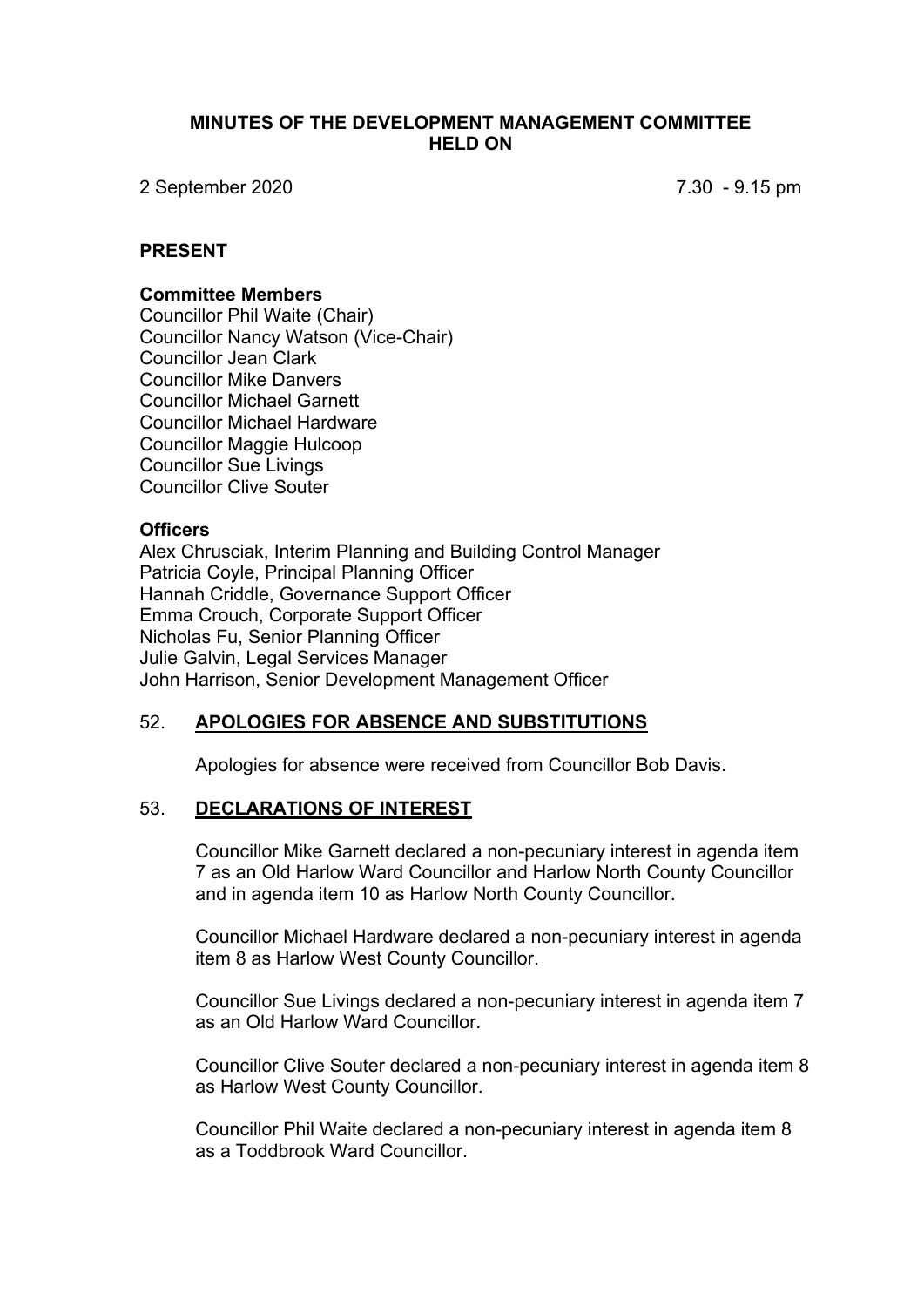# MINUTES OF THE DEVELOPMENT MANAGEMENT COMMITTEE HELD ON

2 September 2020 7.30 - 9.15 pm

## PRESENT

### Committee Members

Councillor Phil Waite (Chair)
Councillor Nancy Watson (Vice-Chair)
Councillor Jean Clark
Councillor Mike Danvers
Councillor Michael Garnett
Councillor Michael Hardware
Councillor Maggie Hulcoop
Councillor Sue Livings
Councillor Clive Souter

### Officers

Alex Chrusciak, Interim Planning and Building Control Manager
Patricia Coyle, Principal Planning Officer
Hannah Criddle, Governance Support Officer
Emma Crouch, Corporate Support Officer
Nicholas Fu, Senior Planning Officer
Julie Galvin, Legal Services Manager
John Harrison, Senior Development Management Officer

## 52. APOLOGIES FOR ABSENCE AND SUBSTITUTIONS

Apologies for absence were received from Councillor Bob Davis.

## 53. DECLARATIONS OF INTEREST

Councillor Mike Garnett declared a non-pecuniary interest in agenda item 7 as an Old Harlow Ward Councillor and Harlow North County Councillor and in agenda item 10 as Harlow North County Councillor.

Councillor Michael Hardware declared a non-pecuniary interest in agenda item 8 as Harlow West County Councillor.

Councillor Sue Livings declared a non-pecuniary interest in agenda item 7 as an Old Harlow Ward Councillor.

Councillor Clive Souter declared a non-pecuniary interest in agenda item 8 as Harlow West County Councillor.

Councillor Phil Waite declared a non-pecuniary interest in agenda item 8 as a Toddbrook Ward Councillor.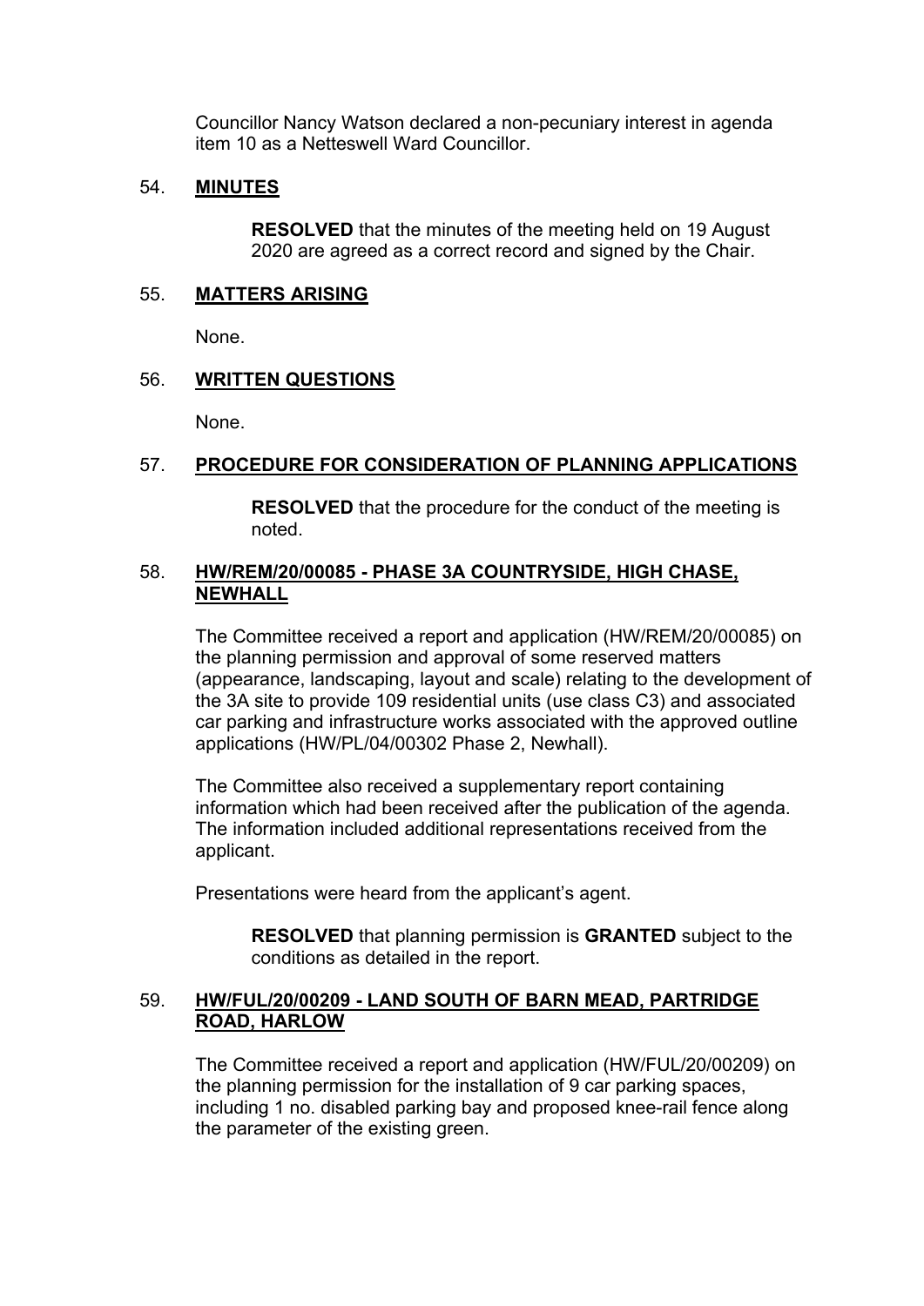Councillor Nancy Watson declared a non-pecuniary interest in agenda item 10 as a Netteswell Ward Councillor.

## 54. **MINUTES**

**RESOLVED** that the minutes of the meeting held on 19 August 2020 are agreed as a correct record and signed by the Chair.

## 55. **MATTERS ARISING**

None.

## 56. **WRITTEN QUESTIONS**

None.

## 57. **PROCEDURE FOR CONSIDERATION OF PLANNING APPLICATIONS**

**RESOLVED** that the procedure for the conduct of the meeting is noted.

## 58. **HW/REM/20/00085 - PHASE 3A COUNTRYSIDE, HIGH CHASE, NEWHALL**

The Committee received a report and application (HW/REM/20/00085) on the planning permission and approval of some reserved matters (appearance, landscaping, layout and scale) relating to the development of the 3A site to provide 109 residential units (use class C3) and associated car parking and infrastructure works associated with the approved outline applications (HW/PL/04/00302 Phase 2, Newhall).

The Committee also received a supplementary report containing information which had been received after the publication of the agenda. The information included additional representations received from the applicant.

Presentations were heard from the applicant's agent.

**RESOLVED** that planning permission is **GRANTED** subject to the conditions as detailed in the report.

## 59. **HW/FUL/20/00209 - LAND SOUTH OF BARN MEAD, PARTRIDGE ROAD, HARLOW**

The Committee received a report and application (HW/FUL/20/00209) on the planning permission for the installation of 9 car parking spaces, including 1 no. disabled parking bay and proposed knee-rail fence along the parameter of the existing green.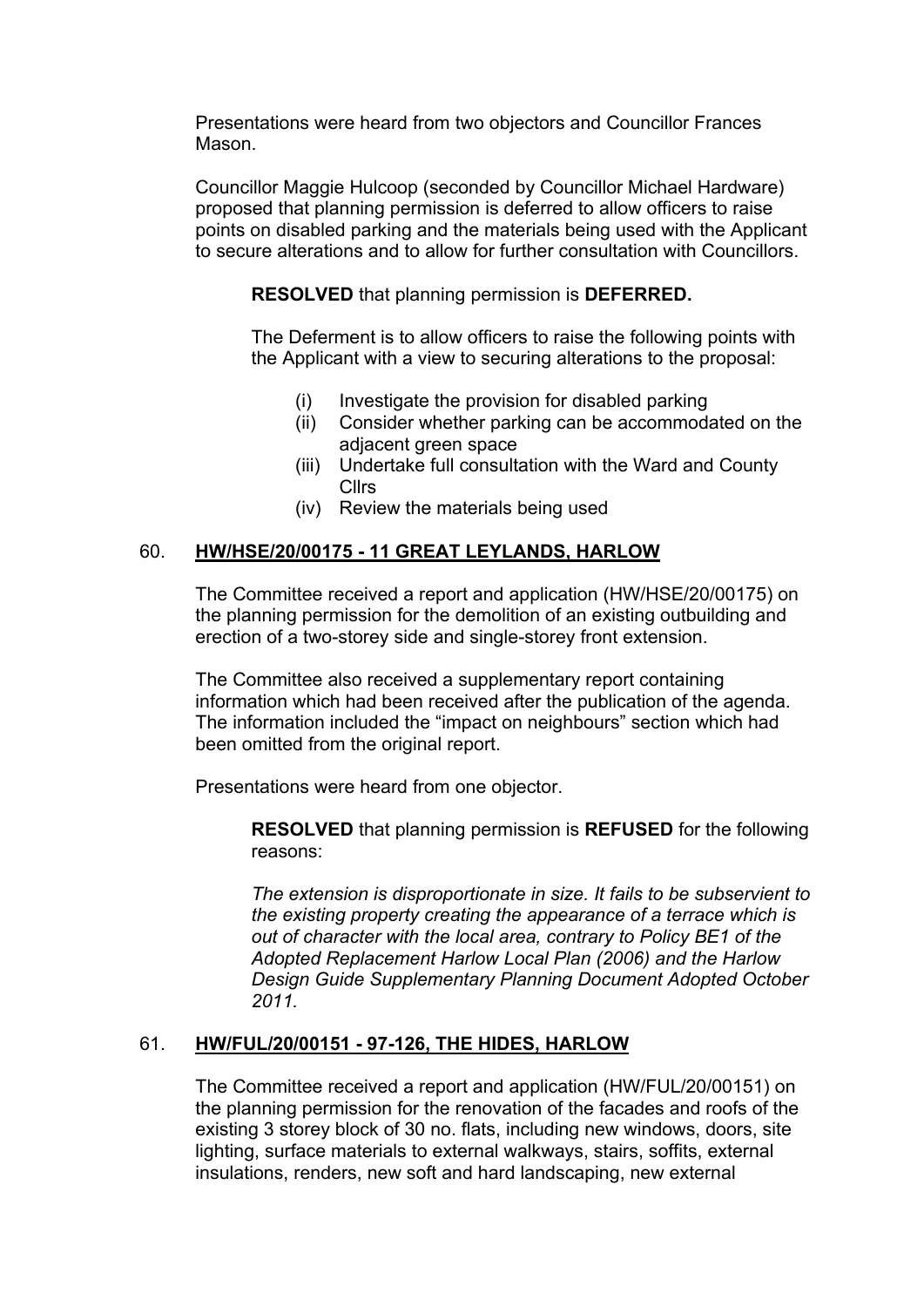Presentations were heard from two objectors and Councillor Frances Mason.

Councillor Maggie Hulcoop (seconded by Councillor Michael Hardware) proposed that planning permission is deferred to allow officers to raise points on disabled parking and the materials being used with the Applicant to secure alterations and to allow for further consultation with Councillors.

**RESOLVED** that planning permission is **DEFERRED.**

The Deferment is to allow officers to raise the following points with the Applicant with a view to securing alterations to the proposal:

(i) Investigate the provision for disabled parking
(ii) Consider whether parking can be accommodated on the adjacent green space
(iii) Undertake full consultation with the Ward and County Cllrs
(iv) Review the materials being used

## 60. HW/HSE/20/00175 - 11 GREAT LEYLANDS, HARLOW

The Committee received a report and application (HW/HSE/20/00175) on the planning permission for the demolition of an existing outbuilding and erection of a two-storey side and single-storey front extension.

The Committee also received a supplementary report containing information which had been received after the publication of the agenda. The information included the "impact on neighbours" section which had been omitted from the original report.

Presentations were heard from one objector.

**RESOLVED** that planning permission is **REFUSED** for the following reasons:

*The extension is disproportionate in size. It fails to be subservient to the existing property creating the appearance of a terrace which is out of character with the local area, contrary to Policy BE1 of the Adopted Replacement Harlow Local Plan (2006) and the Harlow Design Guide Supplementary Planning Document Adopted October 2011.*

## 61. HW/FUL/20/00151 - 97-126, THE HIDES, HARLOW

The Committee received a report and application (HW/FUL/20/00151) on the planning permission for the renovation of the facades and roofs of the existing 3 storey block of 30 no. flats, including new windows, doors, site lighting, surface materials to external walkways, stairs, soffits, external insulations, renders, new soft and hard landscaping, new external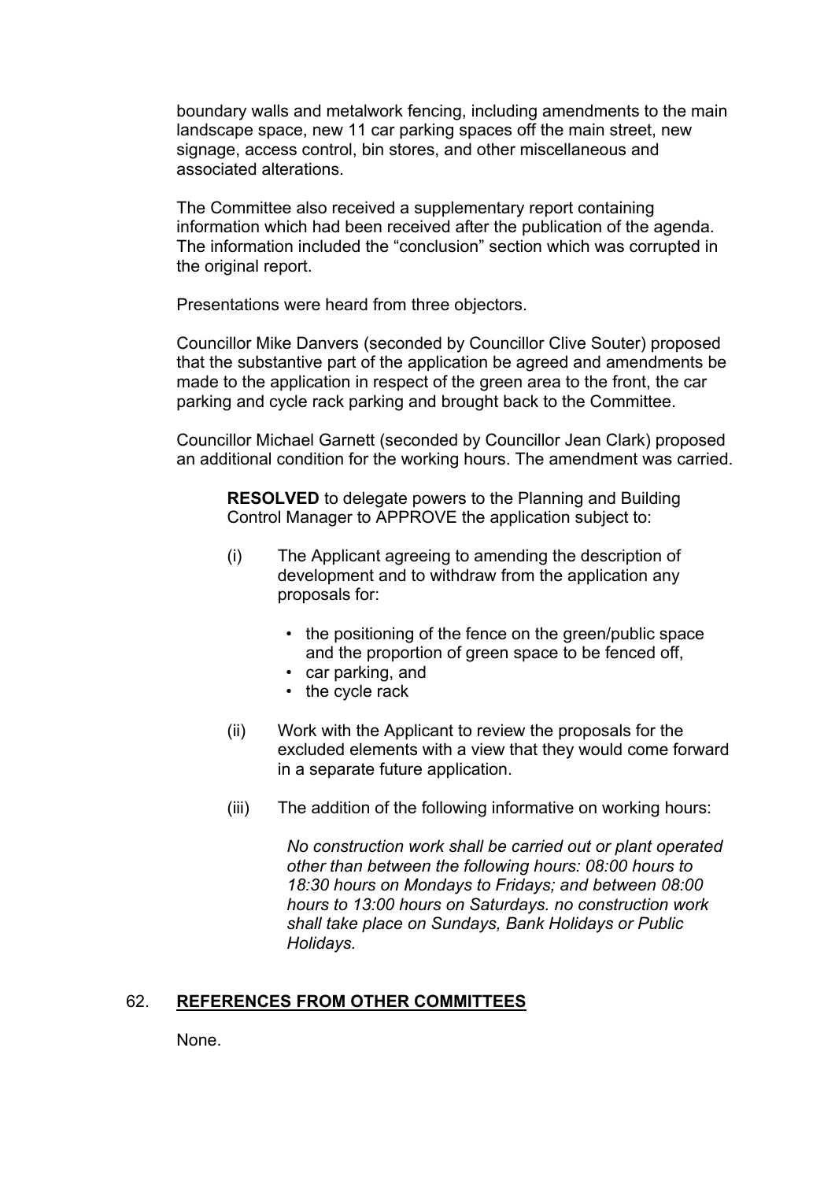boundary walls and metalwork fencing, including amendments to the main landscape space, new 11 car parking spaces off the main street, new signage, access control, bin stores, and other miscellaneous and associated alterations.

The Committee also received a supplementary report containing information which had been received after the publication of the agenda. The information included the "conclusion" section which was corrupted in the original report.

Presentations were heard from three objectors.

Councillor Mike Danvers (seconded by Councillor Clive Souter) proposed that the substantive part of the application be agreed and amendments be made to the application in respect of the green area to the front, the car parking and cycle rack parking and brought back to the Committee.

Councillor Michael Garnett (seconded by Councillor Jean Clark) proposed an additional condition for the working hours. The amendment was carried.

> **RESOLVED** to delegate powers to the Planning and Building Control Manager to APPROVE the application subject to:
>
> (i) The Applicant agreeing to amending the description of development and to withdraw from the application any proposals for:
>
> - the positioning of the fence on the green/public space and the proportion of green space to be fenced off,
> - car parking, and
> - the cycle rack
>
> (ii) Work with the Applicant to review the proposals for the excluded elements with a view that they would come forward in a separate future application.
>
> (iii) The addition of the following informative on working hours:
>
> *No construction work shall be carried out or plant operated other than between the following hours: 08:00 hours to 18:30 hours on Mondays to Fridays; and between 08:00 hours to 13:00 hours on Saturdays. no construction work shall take place on Sundays, Bank Holidays or Public Holidays.*

## 62. REFERENCES FROM OTHER COMMITTEES

None.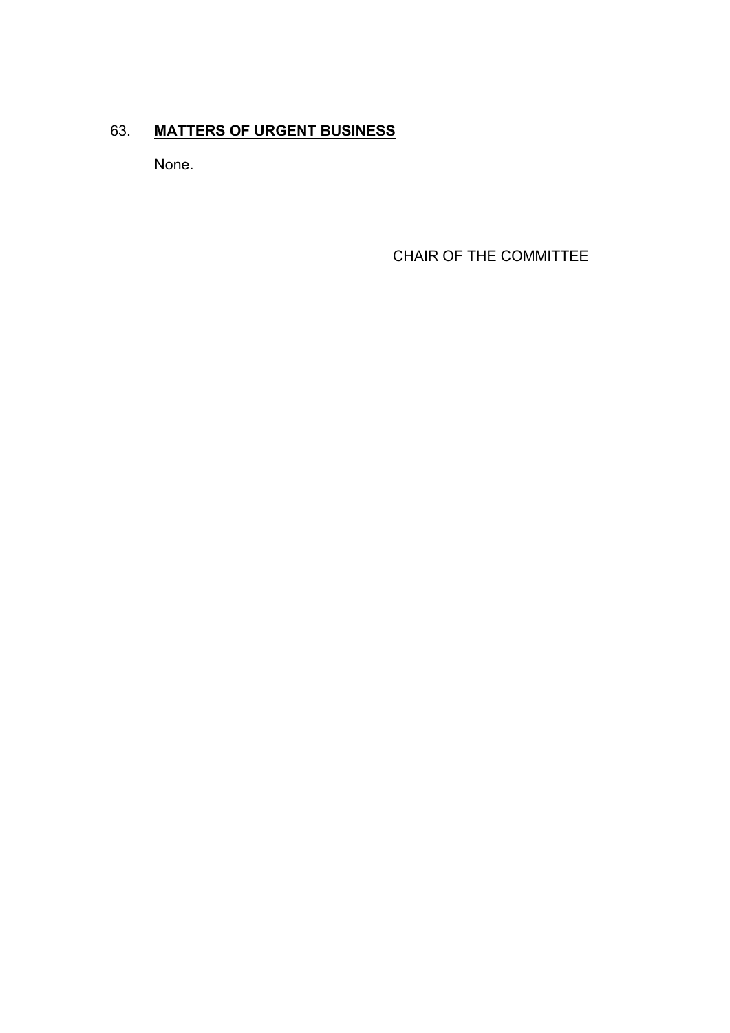63. **MATTERS OF URGENT BUSINESS**

None.

CHAIR OF THE COMMITTEE